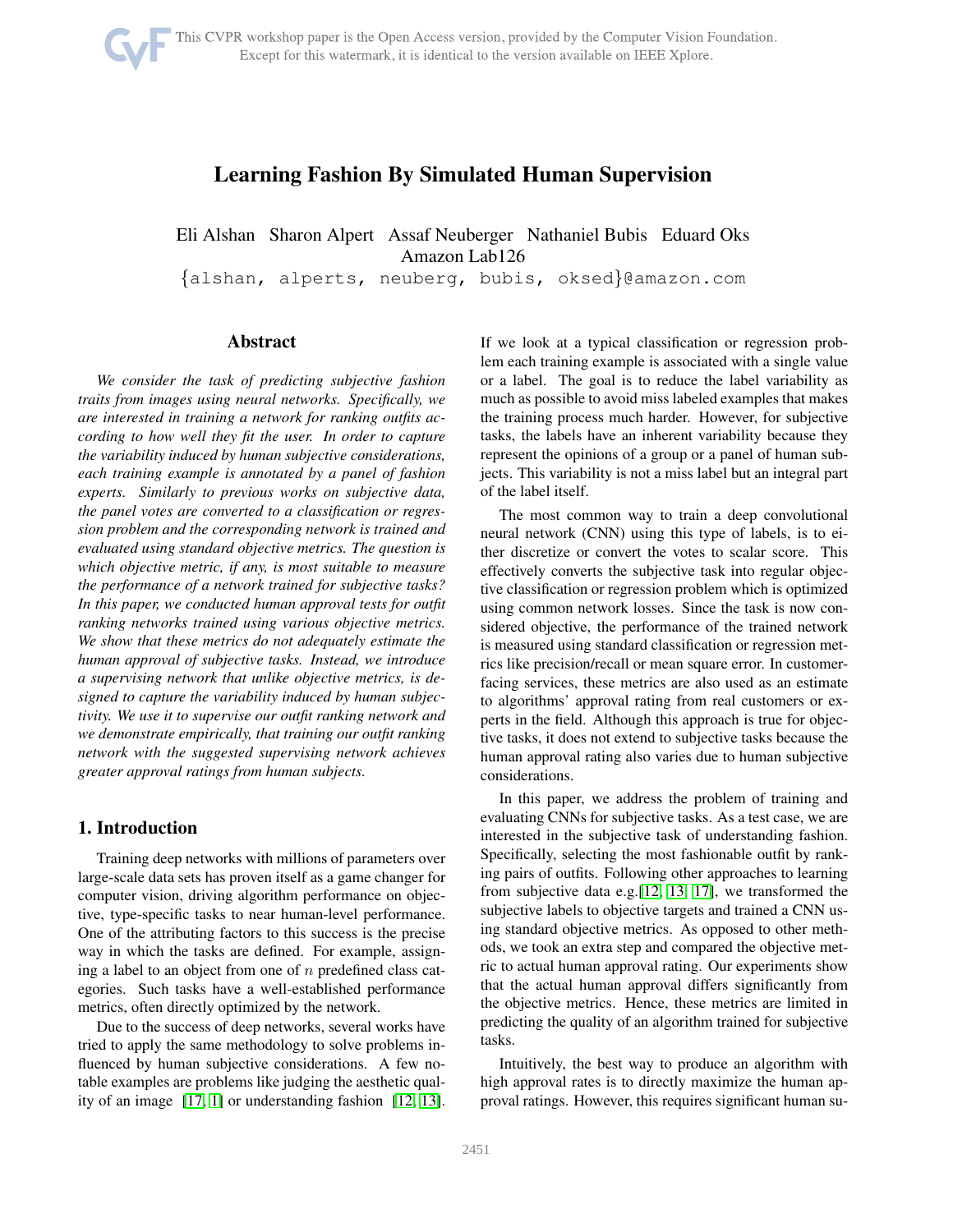# Learning Fashion By Simulated Human Supervision

Eli Alshan Sharon Alpert Assaf Neuberger Nathaniel Bubis Eduard Oks
Amazon Lab126
{alshan, alperts, neuberg, bubis, oksed}@amazon.com

## Abstract

*We consider the task of predicting subjective fashion traits from images using neural networks. Specifically, we are interested in training a network for ranking outfits according to how well they fit the user. In order to capture the variability induced by human subjective considerations, each training example is annotated by a panel of fashion experts. Similarly to previous works on subjective data, the panel votes are converted to a classification or regression problem and the corresponding network is trained and evaluated using standard objective metrics. The question is which objective metric, if any, is most suitable to measure the performance of a network trained for subjective tasks? In this paper, we conducted human approval tests for outfit ranking networks trained using various objective metrics. We show that these metrics do not adequately estimate the human approval of subjective tasks. Instead, we introduce a supervising network that unlike objective metrics, is designed to capture the variability induced by human subjectivity. We use it to supervise our outfit ranking network and we demonstrate empirically, that training our outfit ranking network with the suggested supervising network achieves greater approval ratings from human subjects.*

## 1. Introduction

Training deep networks with millions of parameters over large-scale data sets has proven itself as a game changer for computer vision, driving algorithm performance on objective, type-specific tasks to near human-level performance. One of the attributing factors to this success is the precise way in which the tasks are defined. For example, assigning a label to an object from one of $n$ predefined class categories. Such tasks have a well-established performance metrics, often directly optimized by the network.

Due to the success of deep networks, several works have tried to apply the same methodology to solve problems influenced by human subjective considerations. A few notable examples are problems like judging the aesthetic quality of an image [17, 1] or understanding fashion [12, 13]. If we look at a typical classification or regression problem each training example is associated with a single value or a label. The goal is to reduce the label variability as much as possible to avoid miss labeled examples that makes the training process much harder. However, for subjective tasks, the labels have an inherent variability because they represent the opinions of a group or a panel of human subjects. This variability is not a miss label but an integral part of the label itself.

The most common way to train a deep convolutional neural network (CNN) using this type of labels, is to either discretize or convert the votes to scalar score. This effectively converts the subjective task into regular objective classification or regression problem which is optimized using common network losses. Since the task is now considered objective, the performance of the trained network is measured using standard classification or regression metrics like precision/recall or mean square error. In customer-facing services, these metrics are also used as an estimate to algorithms' approval rating from real customers or experts in the field. Although this approach is true for objective tasks, it does not extend to subjective tasks because the human approval rating also varies due to human subjective considerations.

In this paper, we address the problem of training and evaluating CNNs for subjective tasks. As a test case, we are interested in the subjective task of understanding fashion. Specifically, selecting the most fashionable outfit by ranking pairs of outfits. Following other approaches to learning from subjective data e.g.[12, 13, 17], we transformed the subjective labels to objective targets and trained a CNN using standard objective metrics. As opposed to other methods, we took an extra step and compared the objective metric to actual human approval rating. Our experiments show that the actual human approval differs significantly from the objective metrics. Hence, these metrics are limited in predicting the quality of an algorithm trained for subjective tasks.

Intuitively, the best way to produce an algorithm with high approval rates is to directly maximize the human approval ratings. However, this requires significant human su-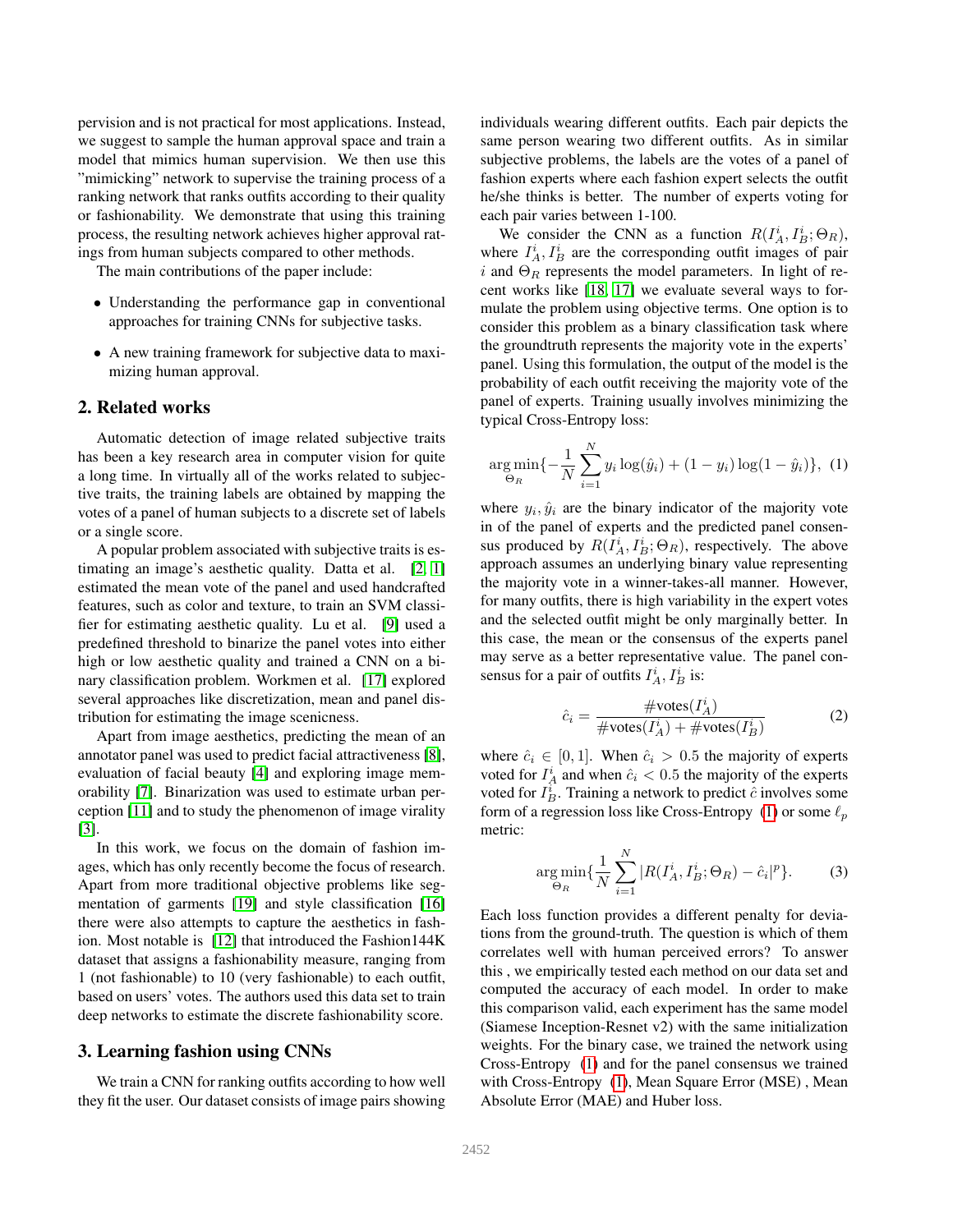pervision and is not practical for most applications. Instead, we suggest to sample the human approval space and train a model that mimics human supervision. We then use this "mimicking" network to supervise the training process of a ranking network that ranks outfits according to their quality or fashionability. We demonstrate that using this training process, the resulting network achieves higher approval ratings from human subjects compared to other methods.

The main contributions of the paper include:

- Understanding the performance gap in conventional approaches for training CNNs for subjective tasks.
- A new training framework for subjective data to maximizing human approval.

## 2. Related works

Automatic detection of image related subjective traits has been a key research area in computer vision for quite a long time. In virtually all of the works related to subjective traits, the training labels are obtained by mapping the votes of a panel of human subjects to a discrete set of labels or a single score.

A popular problem associated with subjective traits is estimating an image's aesthetic quality. Datta et al. [2, 1] estimated the mean vote of the panel and used handcrafted features, such as color and texture, to train an SVM classifier for estimating aesthetic quality. Lu et al. [9] used a predefined threshold to binarize the panel votes into either high or low aesthetic quality and trained a CNN on a binary classification problem. Workmen et al. [17] explored several approaches like discretization, mean and panel distribution for estimating the image scenicness.

Apart from image aesthetics, predicting the mean of an annotator panel was used to predict facial attractiveness [8], evaluation of facial beauty [4] and exploring image memorability [7]. Binarization was used to estimate urban perception [11] and to study the phenomenon of image virality [3].

In this work, we focus on the domain of fashion images, which has only recently become the focus of research. Apart from more traditional objective problems like segmentation of garments [19] and style classification [16] there were also attempts to capture the aesthetics in fashion. Most notable is [12] that introduced the Fashion144K dataset that assigns a fashionability measure, ranging from 1 (not fashionable) to 10 (very fashionable) to each outfit, based on users' votes. The authors used this data set to train deep networks to estimate the discrete fashionability score.

## 3. Learning fashion using CNNs

We train a CNN for ranking outfits according to how well they fit the user. Our dataset consists of image pairs showing individuals wearing different outfits. Each pair depicts the same person wearing two different outfits. As in similar subjective problems, the labels are the votes of a panel of fashion experts where each fashion expert selects the outfit he/she thinks is better. The number of experts voting for each pair varies between 1-100.

We consider the CNN as a function $R(I_A^i, I_B^i; \Theta_R)$, where $I_A^i, I_B^i$ are the corresponding outfit images of pair $i$ and $\Theta_R$ represents the model parameters. In light of recent works like [18, 17] we evaluate several ways to formulate the problem using objective terms. One option is to consider this problem as a binary classification task where the groundtruth represents the majority vote in the experts' panel. Using this formulation, the output of the model is the probability of each outfit receiving the majority vote of the panel of experts. Training usually involves minimizing the typical Cross-Entropy loss:

$$\arg\min_{\Theta_R}\{-\frac{1}{N}\sum_{i=1}^{N} y_i \log(\hat{y}_i) + (1-y_i)\log(1-\hat{y}_i)\}, \quad (1)$$

where $y_i, \hat{y}_i$ are the binary indicator of the majority vote in of the panel of experts and the predicted panel consensus produced by $R(I_A^i, I_B^i; \Theta_R)$, respectively. The above approach assumes an underlying binary value representing the majority vote in a winner-takes-all manner. However, for many outfits, there is high variability in the expert votes and the selected outfit might be only marginally better. In this case, the mean or the consensus of the experts panel may serve as a better representative value. The panel consensus for a pair of outfits $I_A^i, I_B^i$ is:

$$\hat{c}_i = \frac{\#\text{votes}(I_A^i)}{\#\text{votes}(I_A^i) + \#\text{votes}(I_B^i)} \quad (2)$$

where $\hat{c}_i \in [0, 1]$. When $\hat{c}_i > 0.5$ the majority of experts voted for $I_A^i$ and when $\hat{c}_i < 0.5$ the majority of the experts voted for $I_B^i$. Training a network to predict $\hat{c}$ involves some form of a regression loss like Cross-Entropy (1) or some $\ell_p$ metric:

$$\arg\min_{\Theta_R}\{\frac{1}{N}\sum_{i=1}^{N} |R(I_A^i, I_B^i; \Theta_R) - \hat{c}_i|^p\}. \quad (3)$$

Each loss function provides a different penalty for deviations from the ground-truth. The question is which of them correlates well with human perceived errors? To answer this , we empirically tested each method on our data set and computed the accuracy of each model. In order to make this comparison valid, each experiment has the same model (Siamese Inception-Resnet v2) with the same initialization weights. For the binary case, we trained the network using Cross-Entropy (1) and for the panel consensus we trained with Cross-Entropy (1), Mean Square Error (MSE) , Mean Absolute Error (MAE) and Huber loss.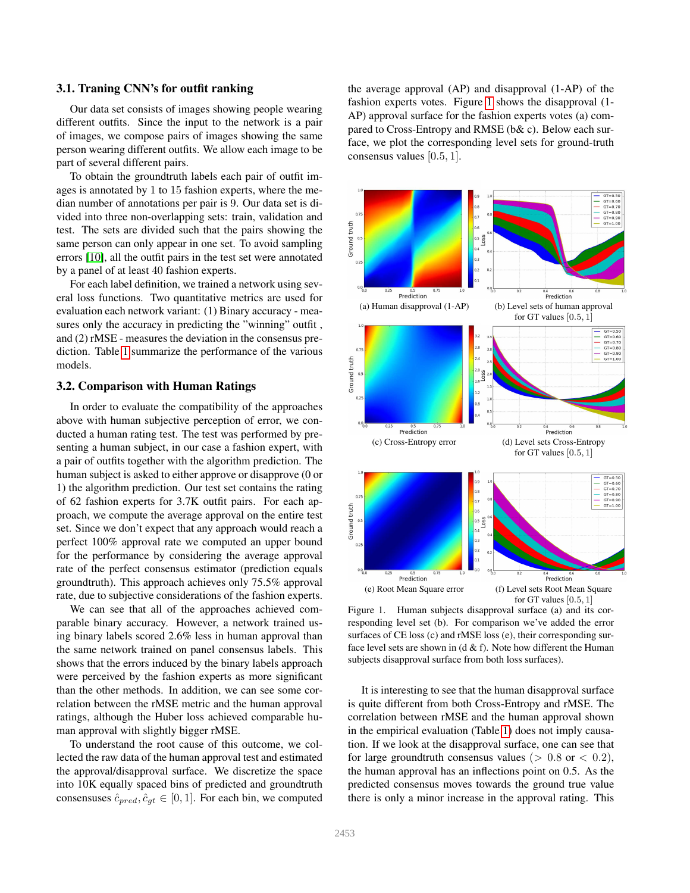### 3.1. Traning CNN's for outfit ranking

Our data set consists of images showing people wearing different outfits. Since the input to the network is a pair of images, we compose pairs of images showing the same person wearing different outfits. We allow each image to be part of several different pairs.

To obtain the groundtruth labels each pair of outfit images is annotated by 1 to 15 fashion experts, where the median number of annotations per pair is 9. Our data set is divided into three non-overlapping sets: train, validation and test. The sets are divided such that the pairs showing the same person can only appear in one set. To avoid sampling errors [10], all the outfit pairs in the test set were annotated by a panel of at least 40 fashion experts.

For each label definition, we trained a network using several loss functions. Two quantitative metrics are used for evaluation each network variant: (1) Binary accuracy - measures only the accuracy in predicting the "winning" outfit , and (2) rMSE - measures the deviation in the consensus prediction. Table 1 summarize the performance of the various models.

### 3.2. Comparison with Human Ratings

In order to evaluate the compatibility of the approaches above with human subjective perception of error, we conducted a human rating test. The test was performed by presenting a human subject, in our case a fashion expert, with a pair of outfits together with the algorithm prediction. The human subject is asked to either approve or disapprove (0 or 1) the algorithm prediction. Our test set contains the rating of 62 fashion experts for 3.7K outfit pairs. For each approach, we compute the average approval on the entire test set. Since we don't expect that any approach would reach a perfect 100% approval rate we computed an upper bound for the performance by considering the average approval rate of the perfect consensus estimator (prediction equals groundtruth). This approach achieves only 75.5% approval rate, due to subjective considerations of the fashion experts.

We can see that all of the approaches achieved comparable binary accuracy. However, a network trained using binary labels scored 2.6% less in human approval than the same network trained on panel consensus labels. This shows that the errors induced by the binary labels approach were perceived by the fashion experts as more significant than the other methods. In addition, we can see some correlation between the rMSE metric and the human approval ratings, although the Huber loss achieved comparable human approval with slightly bigger rMSE.

To understand the root cause of this outcome, we collected the raw data of the human approval test and estimated the approval/disapproval surface. We discretize the space into 10K equally spaced bins of predicted and groundtruth consensuses $\hat{c}_{pred}, \hat{c}_{gt} \in [0, 1]$. For each bin, we computed the average approval (AP) and disapproval (1-AP) of the fashion experts votes. Figure 1 shows the disapproval (1-AP) approval surface for the fashion experts votes (a) compared to Cross-Entropy and RMSE (b& c). Below each surface, we plot the corresponding level sets for ground-truth consensus values $[0.5, 1]$.

(a) Human disapproval (1-AP)

(b) Level sets of human approval for GT values $[0.5, 1]$

(c) Cross-Entropy error

(d) Level sets Cross-Entropy for GT values $[0.5, 1]$

(e) Root Mean Square error

(f) Level sets Root Mean Square for GT values $[0.5, 1]$

Figure 1. Human subjects disapproval surface (a) and its corresponding level set (b). For comparison we've added the error surfaces of CE loss (c) and rMSE loss (e), their corresponding surface level sets are shown in (d & f). Note how different the Human subjects disapproval surface from both loss surfaces).

It is interesting to see that the human disapproval surface is quite different from both Cross-Entropy and rMSE. The correlation between rMSE and the human approval shown in the empirical evaluation (Table 1) does not imply causation. If we look at the disapproval surface, one can see that for large groundtruth consensus values ($> 0.8$ or $< 0.2$), the human approval has an inflection point on 0.5. As the predicted consensus moves towards the ground true value there is only a minor increase in the approval rating. This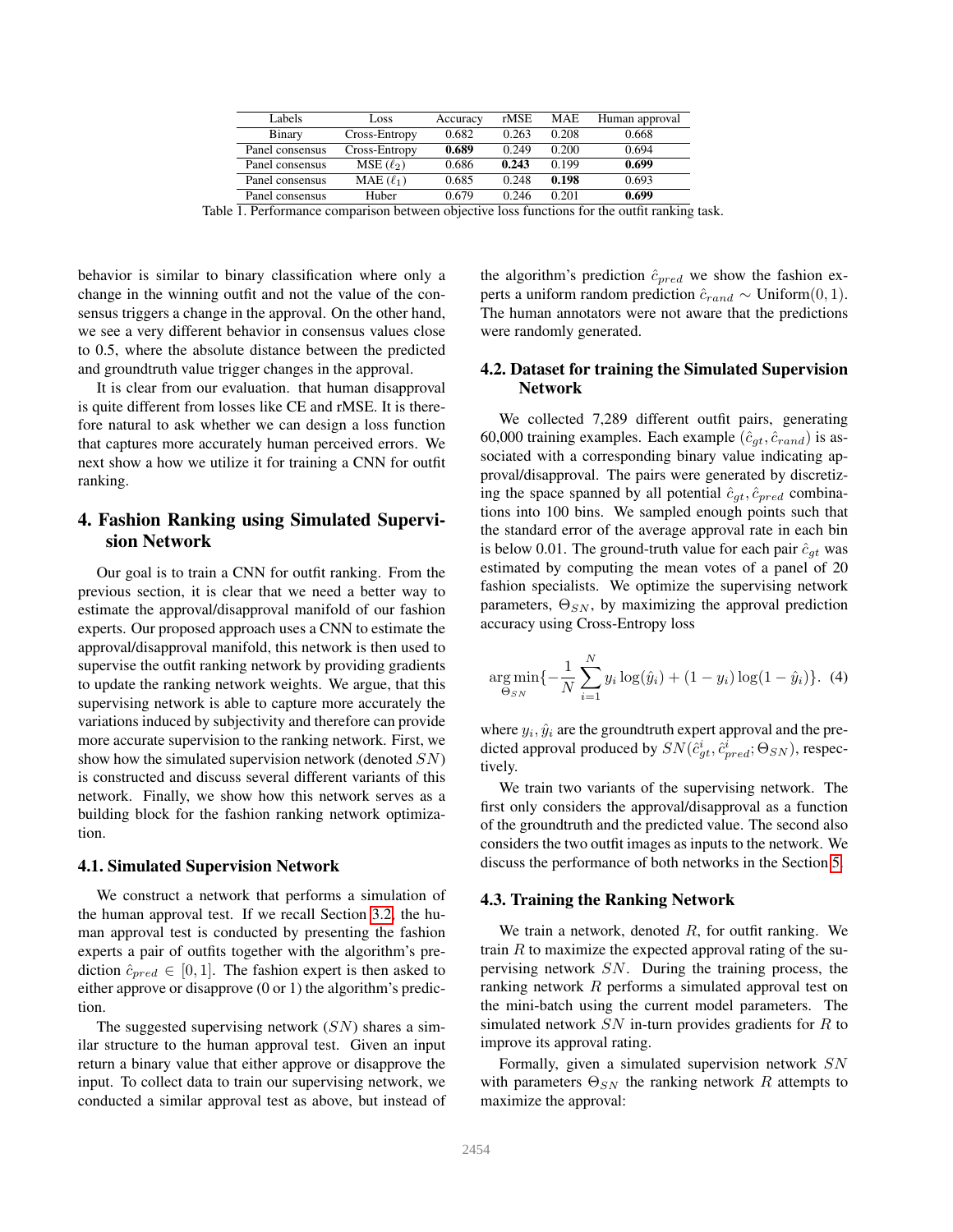| Labels | Loss | Accuracy | rMSE | MAE | Human approval |
|---|---|---|---|---|---|
| Binary | Cross-Entropy | 0.682 | 0.263 | 0.208 | 0.668 |
| Panel consensus | Cross-Entropy | **0.689** | 0.249 | 0.200 | 0.694 |
| Panel consensus | MSE ($\ell_2$) | 0.686 | **0.243** | 0.199 | **0.699** |
| Panel consensus | MAE ($\ell_1$) | 0.685 | 0.248 | **0.198** | 0.693 |
| Panel consensus | Huber | 0.679 | 0.246 | 0.201 | **0.699** |

Table 1. Performance comparison between objective loss functions for the outfit ranking task.

behavior is similar to binary classification where only a change in the winning outfit and not the value of the consensus triggers a change in the approval. On the other hand, we see a very different behavior in consensus values close to 0.5, where the absolute distance between the predicted and groundtruth value trigger changes in the approval.

It is clear from our evaluation. that human disapproval is quite different from losses like CE and rMSE. It is therefore natural to ask whether we can design a loss function that captures more accurately human perceived errors. We next show a how we utilize it for training a CNN for outfit ranking.

# 4. Fashion Ranking using Simulated Supervision Network

Our goal is to train a CNN for outfit ranking. From the previous section, it is clear that we need a better way to estimate the approval/disapproval manifold of our fashion experts. Our proposed approach uses a CNN to estimate the approval/disapproval manifold, this network is then used to supervise the outfit ranking network by providing gradients to update the ranking network weights. We argue, that this supervising network is able to capture more accurately the variations induced by subjectivity and therefore can provide more accurate supervision to the ranking network. First, we show how the simulated supervision network (denoted $SN$) is constructed and discuss several different variants of this network. Finally, we show how this network serves as a building block for the fashion ranking network optimization.

## 4.1. Simulated Supervision Network

We construct a network that performs a simulation of the human approval test. If we recall Section 3.2, the human approval test is conducted by presenting the fashion experts a pair of outfits together with the algorithm's prediction $\hat{c}_{pred} \in [0, 1]$. The fashion expert is then asked to either approve or disapprove (0 or 1) the algorithm's prediction.

The suggested supervising network ($SN$) shares a similar structure to the human approval test. Given an input return a binary value that either approve or disapprove the input. To collect data to train our supervising network, we conducted a similar approval test as above, but instead of the algorithm's prediction $\hat{c}_{pred}$ we show the fashion experts a uniform random prediction $\hat{c}_{rand} \sim \text{Uniform}(0, 1)$. The human annotators were not aware that the predictions were randomly generated.

## 4.2. Dataset for training the Simulated Supervision Network

We collected 7,289 different outfit pairs, generating 60,000 training examples. Each example $(\hat{c}_{gt}, \hat{c}_{rand})$ is associated with a corresponding binary value indicating approval/disapproval. The pairs were generated by discretizing the space spanned by all potential $\hat{c}_{gt}, \hat{c}_{pred}$ combinations into 100 bins. We sampled enough points such that the standard error of the average approval rate in each bin is below 0.01. The ground-truth value for each pair $\hat{c}_{gt}$ was estimated by computing the mean votes of a panel of 20 fashion specialists. We optimize the supervising network parameters, $\Theta_{SN}$, by maximizing the approval prediction accuracy using Cross-Entropy loss

$$\arg\min_{\Theta_{SN}} \{-\frac{1}{N} \sum_{i=1}^{N} y_i \log(\hat{y}_i) + (1 - y_i) \log(1 - \hat{y}_i)\}. \quad (4)$$

where $y_i, \hat{y}_i$ are the groundtruth expert approval and the predicted approval produced by $SN(\hat{c}^i_{gt}, \hat{c}^i_{pred}; \Theta_{SN})$, respectively.

We train two variants of the supervising network. The first only considers the approval/disapproval as a function of the groundtruth and the predicted value. The second also considers the two outfit images as inputs to the network. We discuss the performance of both networks in the Section 5.

## 4.3. Training the Ranking Network

We train a network, denoted $R$, for outfit ranking. We train $R$ to maximize the expected approval rating of the supervising network $SN$. During the training process, the ranking network $R$ performs a simulated approval test on the mini-batch using the current model parameters. The simulated network $SN$ in-turn provides gradients for $R$ to improve its approval rating.

Formally, given a simulated supervision network $SN$ with parameters $\Theta_{SN}$ the ranking network $R$ attempts to maximize the approval: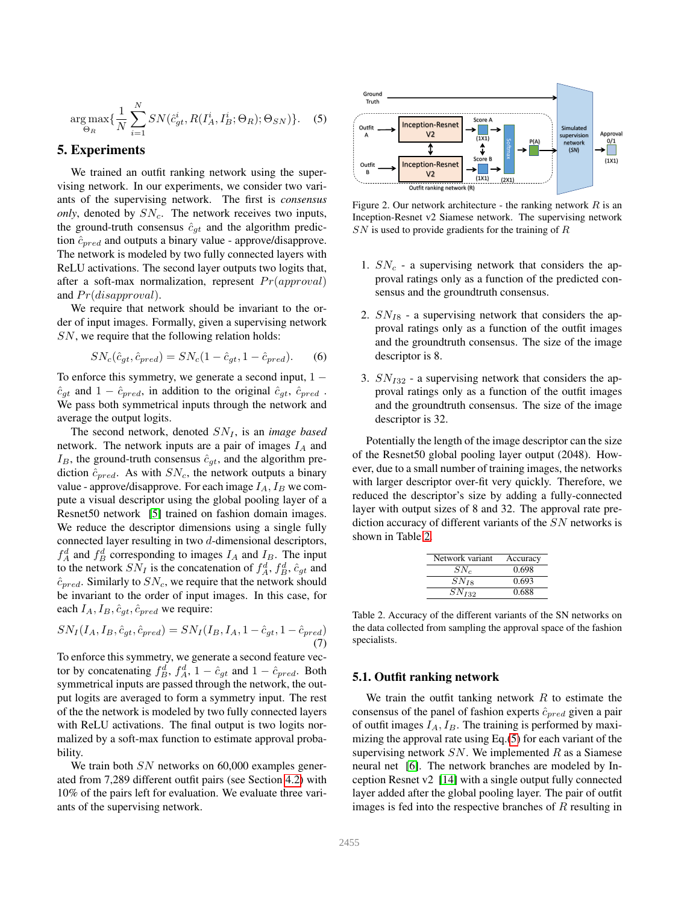$$\arg\max_{\Theta_R}\{\frac{1}{N}\sum_{i=1}^{N} SN(\hat{c}^i_{gt}, R(I^i_A, I^i_B; \Theta_R); \Theta_{SN})\}. \quad (5)$$

## 5. Experiments

We trained an outfit ranking network using the supervising network. In our experiments, we consider two variants of the supervising network. The first is *consensus only*, denoted by $SN_c$. The network receives two inputs, the ground-truth consensus $\hat{c}_{gt}$ and the algorithm prediction $\hat{c}_{pred}$ and outputs a binary value - approve/disapprove. The network is modeled by two fully connected layers with ReLU activations. The second layer outputs two logits that, after a soft-max normalization, represent $Pr(approval)$ and $Pr(disapproval)$.

We require that network should be invariant to the order of input images. Formally, given a supervising network $SN$, we require that the following relation holds:

$$SN_c(\hat{c}_{gt}, \hat{c}_{pred}) = SN_c(1 - \hat{c}_{gt}, 1 - \hat{c}_{pred}). \quad (6)$$

To enforce this symmetry, we generate a second input, $1 - \hat{c}_{gt}$ and $1 - \hat{c}_{pred}$, in addition to the original $\hat{c}_{gt}$, $\hat{c}_{pred}$ . We pass both symmetrical inputs through the network and average the output logits.

The second network, denoted $SN_I$, is an *image based* network. The network inputs are a pair of images $I_A$ and $I_B$, the ground-truth consensus $\hat{c}_{gt}$, and the algorithm prediction $\hat{c}_{pred}$. As with $SN_c$, the network outputs a binary value - approve/disapprove. For each image $I_A, I_B$ we compute a visual descriptor using the global pooling layer of a Resnet50 network [5] trained on fashion domain images. We reduce the descriptor dimensions using a single fully connected layer resulting in two $d$-dimensional descriptors, $f^d_A$ and $f^d_B$ corresponding to images $I_A$ and $I_B$. The input to the network $SN_I$ is the concatenation of $f^d_A$, $f^d_B$, $\hat{c}_{gt}$ and $\hat{c}_{pred}$. Similarly to $SN_c$, we require that the network should be invariant to the order of input images. In this case, for each $I_A, I_B, \hat{c}_{gt}, \hat{c}_{pred}$ we require:

$$SN_I(I_A, I_B, \hat{c}_{gt}, \hat{c}_{pred}) = SN_I(I_B, I_A, 1 - \hat{c}_{gt}, 1 - \hat{c}_{pred}) \quad (7)$$

To enforce this symmetry, we generate a second feature vector by concatenating $f^d_B$, $f^d_A$, $1 - \hat{c}_{gt}$ and $1 - \hat{c}_{pred}$. Both symmetrical inputs are passed through the network, the output logits are averaged to form a symmetry input. The rest of the the network is modeled by two fully connected layers with ReLU activations. The final output is two logits normalized by a soft-max function to estimate approval probability.

We train both $SN$ networks on 60,000 examples generated from 7,289 different outfit pairs (see Section 4.2) with 10% of the pairs left for evaluation. We evaluate three variants of the supervising network.

Figure 2. Our network architecture - the ranking network $R$ is an Inception-Resnet v2 Siamese network. The supervising network $SN$ is used to provide gradients for the training of $R$

1. $SN_c$ - a supervising network that considers the approval ratings only as a function of the predicted consensus and the groundtruth consensus.
2. $SN_{I8}$ - a supervising network that considers the approval ratings only as a function of the outfit images and the groundtruth consensus. The size of the image descriptor is 8.
3. $SN_{I32}$ - a supervising network that considers the approval ratings only as a function of the outfit images and the groundtruth consensus. The size of the image descriptor is 32.

Potentially the length of the image descriptor can the size of the Resnet50 global pooling layer output (2048). However, due to a small number of training images, the networks with larger descriptor over-fit very quickly. Therefore, we reduced the descriptor's size by adding a fully-connected layer with output sizes of 8 and 32. The approval rate prediction accuracy of different variants of the $SN$ networks is shown in Table 2.

| Network variant | Accuracy |
|---|---|
| $SN_c$ | 0.698 |
| $SN_{I8}$ | 0.693 |
| $SN_{I32}$ | 0.688 |

Table 2. Accuracy of the different variants of the SN networks on the data collected from sampling the approval space of the fashion specialists.

### 5.1. Outfit ranking network

We train the outfit tanking network $R$ to estimate the consensus of the panel of fashion experts $\hat{c}_{pred}$ given a pair of outfit images $I_A, I_B$. The training is performed by maximizing the approval rate using Eq.(5) for each variant of the supervising network $SN$. We implemented $R$ as a Siamese neural net [6]. The network branches are modeled by Inception Resnet v2 [14] with a single output fully connected layer added after the global pooling layer. The pair of outfit images is fed into the respective branches of $R$ resulting in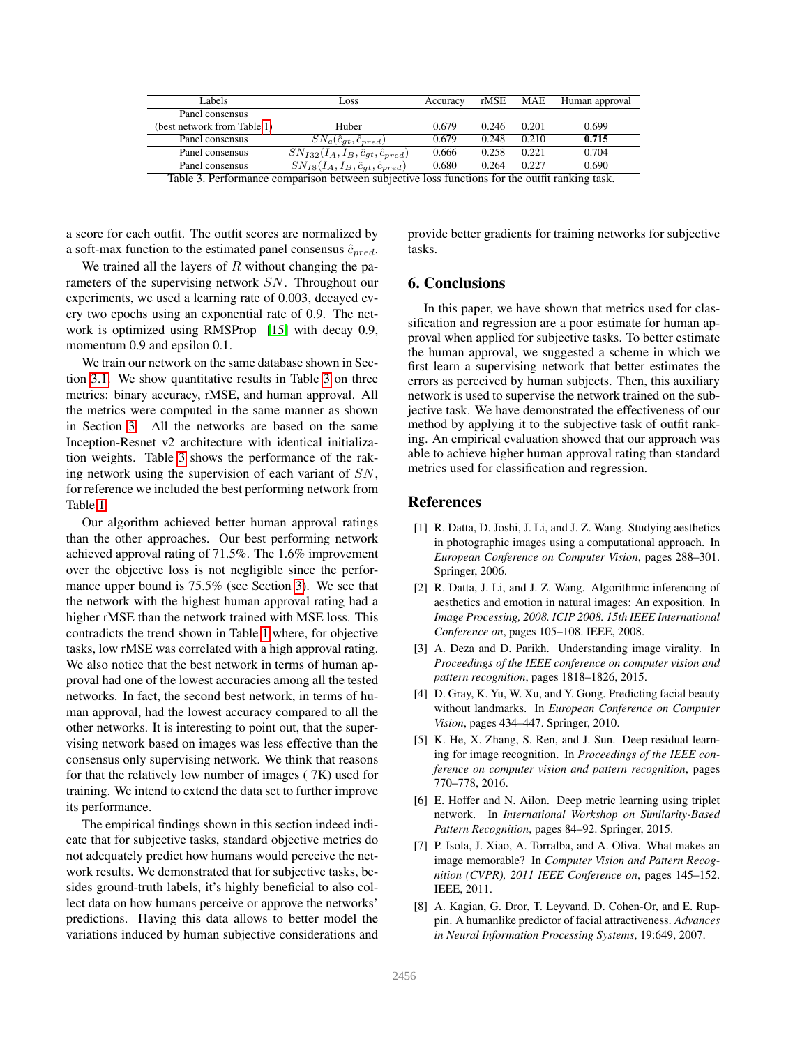| Labels | Loss | Accuracy | rMSE | MAE | Human approval |
| --- | --- | --- | --- | --- | --- |
| Panel consensus (best network from Table 1) | Huber | 0.679 | 0.246 | 0.201 | 0.699 |
| Panel consensus | $SN_c(\hat{c}_{gt}, \hat{c}_{pred})$ | 0.679 | 0.248 | 0.210 | **0.715** |
| Panel consensus | $SN_{I32}(I_A, I_B, \hat{c}_{gt}, \hat{c}_{pred})$ | 0.666 | 0.258 | 0.221 | 0.704 |
| Panel consensus | $SN_{I8}(I_A, I_B, \hat{c}_{gt}, \hat{c}_{pred})$ | 0.680 | 0.264 | 0.227 | 0.690 |

Table 3. Performance comparison between subjective loss functions for the outfit ranking task.

a score for each outfit. The outfit scores are normalized by a soft-max function to the estimated panel consensus $\hat{c}_{pred}$.

We trained all the layers of $R$ without changing the parameters of the supervising network $SN$. Throughout our experiments, we used a learning rate of 0.003, decayed every two epochs using an exponential rate of 0.9. The network is optimized using RMSProp [15] with decay 0.9, momentum 0.9 and epsilon 0.1.

We train our network on the same database shown in Section 3.1. We show quantitative results in Table 3 on three metrics: binary accuracy, rMSE, and human approval. All the metrics were computed in the same manner as shown in Section 3. All the networks are based on the same Inception-Resnet v2 architecture with identical initialization weights. Table 3 shows the performance of the raking network using the supervision of each variant of $SN$, for reference we included the best performing network from Table 1.

Our algorithm achieved better human approval ratings than the other approaches. Our best performing network achieved approval rating of 71.5%. The 1.6% improvement over the objective loss is not negligible since the performance upper bound is 75.5% (see Section 3). We see that the network with the highest human approval rating had a higher rMSE than the network trained with MSE loss. This contradicts the trend shown in Table 1 where, for objective tasks, low rMSE was correlated with a high approval rating. We also notice that the best network in terms of human approval had one of the lowest accuracies among all the tested networks. In fact, the second best network, in terms of human approval, had the lowest accuracy compared to all the other networks. It is interesting to point out, that the supervising network based on images was less effective than the consensus only supervising network. We think that reasons for that the relatively low number of images ( 7K) used for training. We intend to extend the data set to further improve its performance.

The empirical findings shown in this section indeed indicate that for subjective tasks, standard objective metrics do not adequately predict how humans would perceive the network results. We demonstrated that for subjective tasks, besides ground-truth labels, it's highly beneficial to also collect data on how humans perceive or approve the networks' predictions. Having this data allows to better model the variations induced by human subjective considerations and provide better gradients for training networks for subjective tasks.

## 6. Conclusions

In this paper, we have shown that metrics used for classification and regression are a poor estimate for human approval when applied for subjective tasks. To better estimate the human approval, we suggested a scheme in which we first learn a supervising network that better estimates the errors as perceived by human subjects. Then, this auxiliary network is used to supervise the network trained on the subjective task. We have demonstrated the effectiveness of our method by applying it to the subjective task of outfit ranking. An empirical evaluation showed that our approach was able to achieve higher human approval rating than standard metrics used for classification and regression.

## References

[1] R. Datta, D. Joshi, J. Li, and J. Z. Wang. Studying aesthetics in photographic images using a computational approach. In *European Conference on Computer Vision*, pages 288–301. Springer, 2006.

[2] R. Datta, J. Li, and J. Z. Wang. Algorithmic inferencing of aesthetics and emotion in natural images: An exposition. In *Image Processing, 2008. ICIP 2008. 15th IEEE International Conference on*, pages 105–108. IEEE, 2008.

[3] A. Deza and D. Parikh. Understanding image virality. In *Proceedings of the IEEE conference on computer vision and pattern recognition*, pages 1818–1826, 2015.

[4] D. Gray, K. Yu, W. Xu, and Y. Gong. Predicting facial beauty without landmarks. In *European Conference on Computer Vision*, pages 434–447. Springer, 2010.

[5] K. He, X. Zhang, S. Ren, and J. Sun. Deep residual learning for image recognition. In *Proceedings of the IEEE conference on computer vision and pattern recognition*, pages 770–778, 2016.

[6] E. Hoffer and N. Ailon. Deep metric learning using triplet network. In *International Workshop on Similarity-Based Pattern Recognition*, pages 84–92. Springer, 2015.

[7] P. Isola, J. Xiao, A. Torralba, and A. Oliva. What makes an image memorable? In *Computer Vision and Pattern Recognition (CVPR), 2011 IEEE Conference on*, pages 145–152. IEEE, 2011.

[8] A. Kagian, G. Dror, T. Leyvand, D. Cohen-Or, and E. Ruppin. A humanlike predictor of facial attractiveness. *Advances in Neural Information Processing Systems*, 19:649, 2007.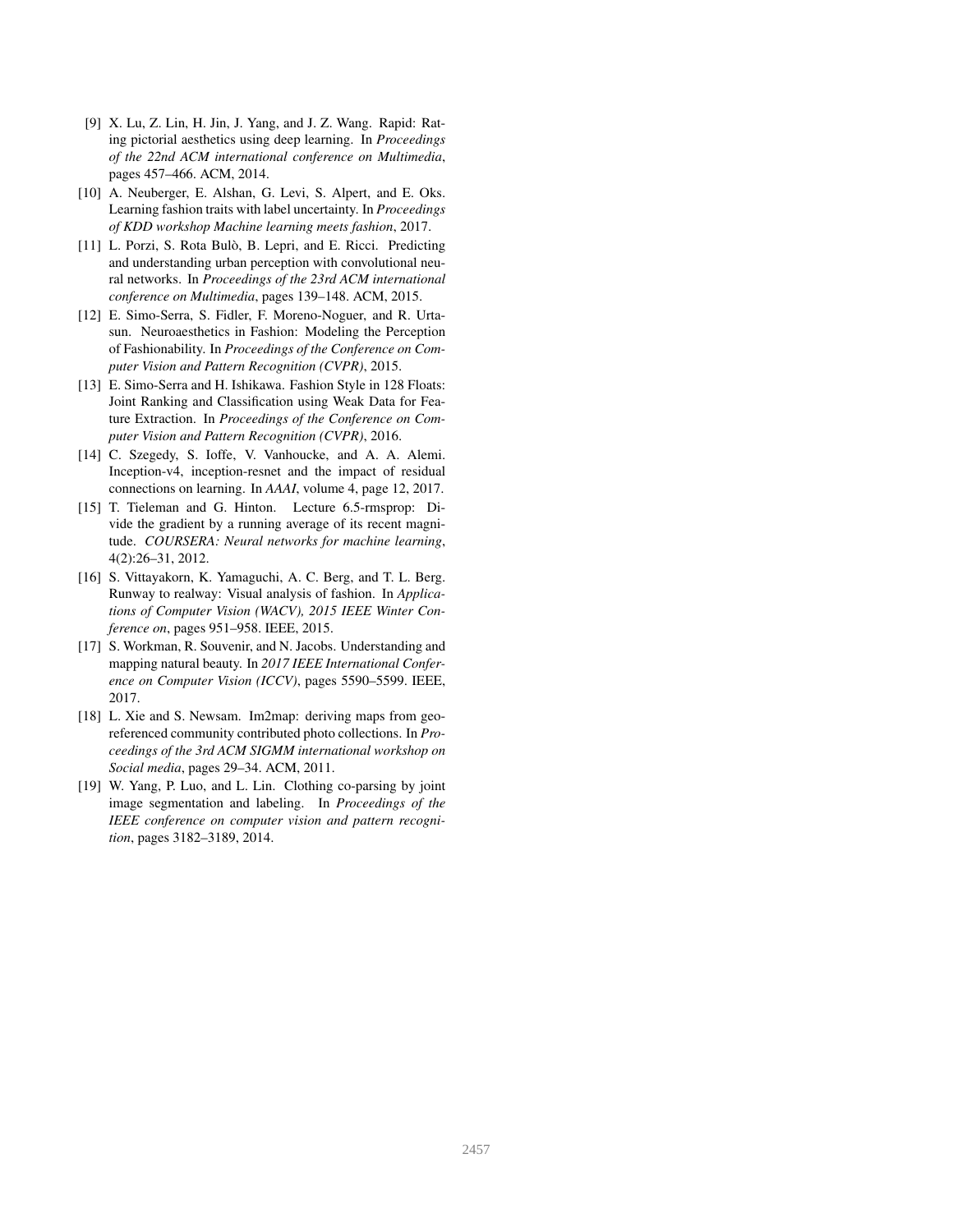- [9] X. Lu, Z. Lin, H. Jin, J. Yang, and J. Z. Wang. Rapid: Rating pictorial aesthetics using deep learning. In *Proceedings of the 22nd ACM international conference on Multimedia*, pages 457–466. ACM, 2014.
- [10] A. Neuberger, E. Alshan, G. Levi, S. Alpert, and E. Oks. Learning fashion traits with label uncertainty. In *Proceedings of KDD workshop Machine learning meets fashion*, 2017.
- [11] L. Porzi, S. Rota Bulò, B. Lepri, and E. Ricci. Predicting and understanding urban perception with convolutional neural networks. In *Proceedings of the 23rd ACM international conference on Multimedia*, pages 139–148. ACM, 2015.
- [12] E. Simo-Serra, S. Fidler, F. Moreno-Noguer, and R. Urtasun. Neuroaesthetics in Fashion: Modeling the Perception of Fashionability. In *Proceedings of the Conference on Computer Vision and Pattern Recognition (CVPR)*, 2015.
- [13] E. Simo-Serra and H. Ishikawa. Fashion Style in 128 Floats: Joint Ranking and Classification using Weak Data for Feature Extraction. In *Proceedings of the Conference on Computer Vision and Pattern Recognition (CVPR)*, 2016.
- [14] C. Szegedy, S. Ioffe, V. Vanhoucke, and A. A. Alemi. Inception-v4, inception-resnet and the impact of residual connections on learning. In *AAAI*, volume 4, page 12, 2017.
- [15] T. Tieleman and G. Hinton. Lecture 6.5-rmsprop: Divide the gradient by a running average of its recent magnitude. *COURSERA: Neural networks for machine learning*, 4(2):26–31, 2012.
- [16] S. Vittayakorn, K. Yamaguchi, A. C. Berg, and T. L. Berg. Runway to realway: Visual analysis of fashion. In *Applications of Computer Vision (WACV), 2015 IEEE Winter Conference on*, pages 951–958. IEEE, 2015.
- [17] S. Workman, R. Souvenir, and N. Jacobs. Understanding and mapping natural beauty. In *2017 IEEE International Conference on Computer Vision (ICCV)*, pages 5590–5599. IEEE, 2017.
- [18] L. Xie and S. Newsam. Im2map: deriving maps from georeferenced community contributed photo collections. In *Proceedings of the 3rd ACM SIGMM international workshop on Social media*, pages 29–34. ACM, 2011.
- [19] W. Yang, P. Luo, and L. Lin. Clothing co-parsing by joint image segmentation and labeling. In *Proceedings of the IEEE conference on computer vision and pattern recognition*, pages 3182–3189, 2014.